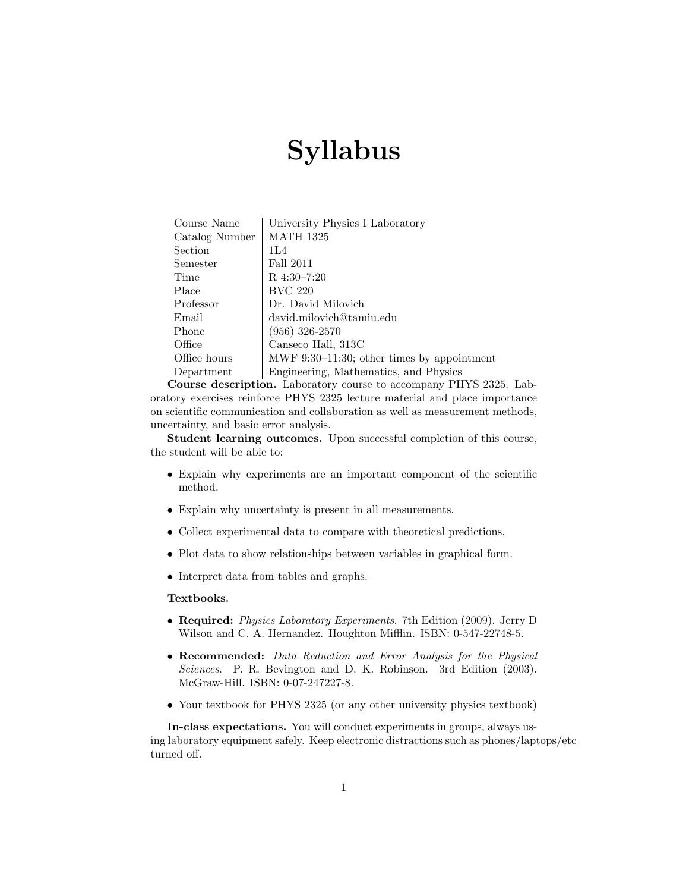# Syllabus

| Course Name | University Physics I Laboratory |
|---|---|
| Catalog Number | MATH 1325 |
| Section | 1L4 |
| Semester | Fall 2011 |
| Time | R 4:30–7:20 |
| Place | BVC 220 |
| Professor | Dr. David Milovich |
| Email | david.milovich@tamiu.edu |
| Phone | (956) 326-2570 |
| Office | Canseco Hall, 313C |
| Office hours | MWF 9:30–11:30; other times by appointment |
| Department | Engineering, Mathematics, and Physics |

**Course description.** Laboratory course to accompany PHYS 2325. Laboratory exercises reinforce PHYS 2325 lecture material and place importance on scientific communication and collaboration as well as measurement methods, uncertainty, and basic error analysis.

**Student learning outcomes.** Upon successful completion of this course, the student will be able to:

- Explain why experiments are an important component of the scientific method.
- Explain why uncertainty is present in all measurements.
- Collect experimental data to compare with theoretical predictions.
- Plot data to show relationships between variables in graphical form.
- Interpret data from tables and graphs.

**Textbooks.**

- **Required:** *Physics Laboratory Experiments*. 7th Edition (2009). Jerry D Wilson and C. A. Hernandez. Houghton Mifflin. ISBN: 0-547-22748-5.
- **Recommended:** *Data Reduction and Error Analysis for the Physical Sciences*. P. R. Bevington and D. K. Robinson. 3rd Edition (2003). McGraw-Hill. ISBN: 0-07-247227-8.
- Your textbook for PHYS 2325 (or any other university physics textbook)

**In-class expectations.** You will conduct experiments in groups, always using laboratory equipment safely. Keep electronic distractions such as phones/laptops/etc turned off.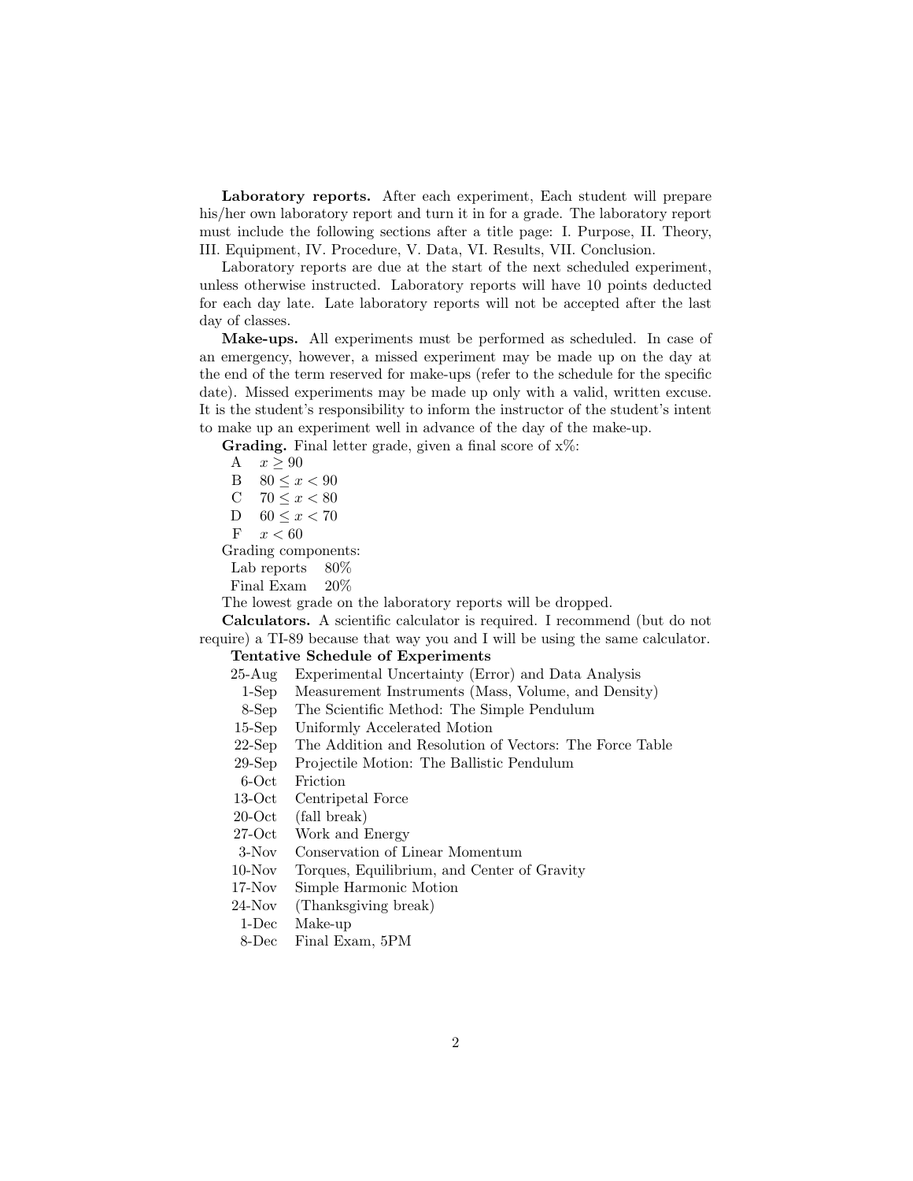**Laboratory reports.** After each experiment, Each student will prepare his/her own laboratory report and turn it in for a grade. The laboratory report must include the following sections after a title page: I. Purpose, II. Theory, III. Equipment, IV. Procedure, V. Data, VI. Results, VII. Conclusion.

Laboratory reports are due at the start of the next scheduled experiment, unless otherwise instructed. Laboratory reports will have 10 points deducted for each day late. Late laboratory reports will not be accepted after the last day of classes.

**Make-ups.** All experiments must be performed as scheduled. In case of an emergency, however, a missed experiment may be made up on the day at the end of the term reserved for make-ups (refer to the schedule for the specific date). Missed experiments may be made up only with a valid, written excuse. It is the student's responsibility to inform the instructor of the student's intent to make up an experiment well in advance of the day of the make-up.

**Grading.** Final letter grade, given a final score of x%:

| | |
|---|---|
| A | $x \geq 90$ |
| B | $80 \leq x < 90$ |
| C | $70 \leq x < 80$ |
| D | $60 \leq x < 70$ |
| F | $x < 60$ |

Grading components:

| | |
|---|---|
| Lab reports | 80% |
| Final Exam | 20% |

The lowest grade on the laboratory reports will be dropped.

**Calculators.** A scientific calculator is required. I recommend (but do not require) a TI-89 because that way you and I will be using the same calculator.

**Tentative Schedule of Experiments**

| | |
|---|---|
| 25-Aug | Experimental Uncertainty (Error) and Data Analysis |
| 1-Sep | Measurement Instruments (Mass, Volume, and Density) |
| 8-Sep | The Scientific Method: The Simple Pendulum |
| 15-Sep | Uniformly Accelerated Motion |
| 22-Sep | The Addition and Resolution of Vectors: The Force Table |
| 29-Sep | Projectile Motion: The Ballistic Pendulum |
| 6-Oct | Friction |
| 13-Oct | Centripetal Force |
| 20-Oct | (fall break) |
| 27-Oct | Work and Energy |
| 3-Nov | Conservation of Linear Momentum |
| 10-Nov | Torques, Equilibrium, and Center of Gravity |
| 17-Nov | Simple Harmonic Motion |
| 24-Nov | (Thanksgiving break) |
| 1-Dec | Make-up |
| 8-Dec | Final Exam, 5PM |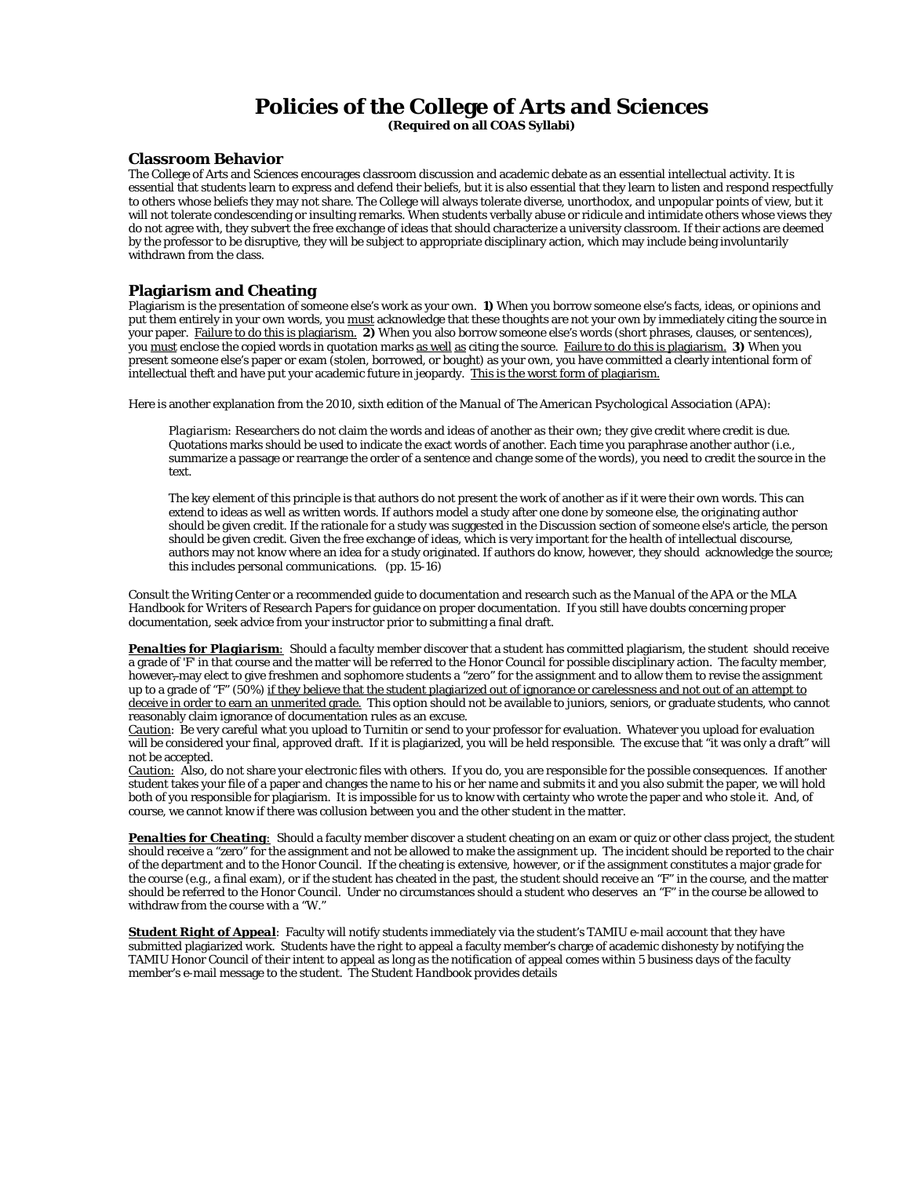# Policies of the College of Arts and Sciences

**(Required on all COAS Syllabi)**

## Classroom Behavior

The College of Arts and Sciences encourages classroom discussion and academic debate as an essential intellectual activity. It is essential that students learn to express and defend their beliefs, but it is also essential that they learn to listen and respond respectfully to others whose beliefs they may not share. The College will always tolerate diverse, unorthodox, and unpopular points of view, but it will not tolerate condescending or insulting remarks. When students verbally abuse or ridicule and intimidate others whose views they do not agree with, they subvert the free exchange of ideas that should characterize a university classroom. If their actions are deemed by the professor to be disruptive, they will be subject to appropriate disciplinary action, which may include being involuntarily withdrawn from the class.

## Plagiarism and Cheating

Plagiarism is the presentation of someone else's work as your own. **1)** When you borrow someone else's facts, ideas, or opinions and put them entirely in your own words, you must acknowledge that these thoughts are not your own by immediately citing the source in your paper. Failure to do this is plagiarism. **2)** When you also borrow someone else's words (short phrases, clauses, or sentences), you must enclose the copied words in quotation marks as well as citing the source. Failure to do this is plagiarism. **3)** When you present someone else's paper or exam (stolen, borrowed, or bought) as your own, you have committed a clearly intentional form of intellectual theft and have put your academic future in jeopardy. This is the worst form of plagiarism.

Here is another explanation from the 2010, sixth edition of the *Manual of The American Psychological Association* (APA):

> *Plagiarism*: Researchers do not claim the words and ideas of another as their own; they give credit where credit is due. Quotations marks should be used to indicate the exact words of another. Each time you paraphrase another author (i.e., summarize a passage or rearrange the order of a sentence and change some of the words), you need to credit the source in the text.
>
> The key element of this principle is that authors do not present the work of another as if it were their own words. This can extend to ideas as well as written words. If authors model a study after one done by someone else, the originating author should be given credit. If the rationale for a study was suggested in the Discussion section of someone else's article, the person should be given credit. Given the free exchange of ideas, which is very important for the health of intellectual discourse, authors may not know where an idea for a study originated. If authors do know, however, they should acknowledge the source; this includes personal communications. (pp. 15-16)

Consult the Writing Center or a recommended guide to documentation and research such as the *Manual of the APA* or the *MLA Handbook for Writers of Research Papers* for guidance on proper documentation. If you still have doubts concerning proper documentation, seek advice from your instructor prior to submitting a final draft.

***Penalties for Plagiarism***: Should a faculty member discover that a student has committed plagiarism, the student should receive a grade of 'F' in that course and the matter will be referred to the Honor Council for possible disciplinary action. The faculty member, however, may elect to give freshmen and sophomore students a "zero" for the assignment and to allow them to revise the assignment up to a grade of "F" (50%) if they believe that the student plagiarized out of ignorance or carelessness and not out of an attempt to deceive in order to earn an unmerited grade. This option should not be available to juniors, seniors, or graduate students, who cannot reasonably claim ignorance of documentation rules as an excuse.

Caution: Be very careful what you upload to Turnitin or send to your professor for evaluation. Whatever you upload for evaluation will be considered your final, approved draft. If it is plagiarized, you will be held responsible. The excuse that "it was only a draft" will not be accepted.

Caution: Also, do not share your electronic files with others. If you do, you are responsible for the possible consequences. If another student takes your file of a paper and changes the name to his or her name and submits it and you also submit the paper, we will hold both of you responsible for plagiarism. It is impossible for us to know with certainty who wrote the paper and who stole it. And, of course, we cannot know if there was collusion between you and the other student in the matter.

***Penalties for Cheating***: Should a faculty member discover a student cheating on an exam or quiz or other class project, the student should receive a "zero" for the assignment and not be allowed to make the assignment up. The incident should be reported to the chair of the department and to the Honor Council. If the cheating is extensive, however, or if the assignment constitutes a major grade for the course (e.g., a final exam), or if the student has cheated in the past, the student should receive an "F" in the course, and the matter should be referred to the Honor Council. Under no circumstances should a student who deserves an "F" in the course be allowed to withdraw from the course with a "W."

***Student Right of Appeal***: Faculty will notify students immediately via the student's TAMIU e-mail account that they have submitted plagiarized work. Students have the right to appeal a faculty member's charge of academic dishonesty by notifying the TAMIU Honor Council of their intent to appeal as long as the notification of appeal comes within 5 business days of the faculty member's e-mail message to the student. The *Student Handbook* provides details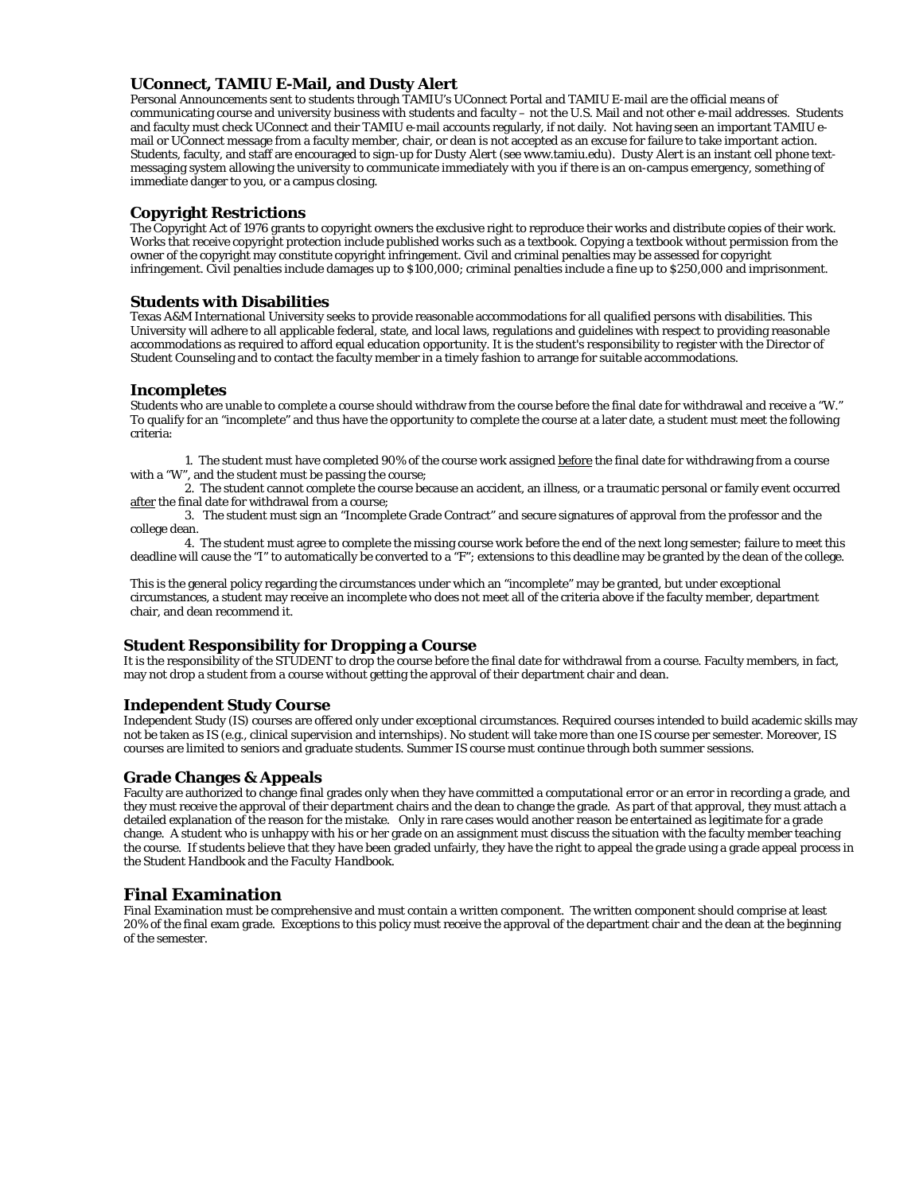### UConnect, TAMIU E-Mail, and Dusty Alert

Personal Announcements sent to students through TAMIU's UConnect Portal and TAMIU E-mail are the official means of communicating course and university business with students and faculty – not the U.S. Mail and not other e-mail addresses. Students and faculty must check UConnect and their TAMIU e-mail accounts regularly, if not daily. Not having seen an important TAMIU e-mail or UConnect message from a faculty member, chair, or dean is not accepted as an excuse for failure to take important action. Students, faculty, and staff are encouraged to sign-up for Dusty Alert (see www.tamiu.edu). Dusty Alert is an instant cell phone text-messaging system allowing the university to communicate immediately with you if there is an on-campus emergency, something of immediate danger to you, or a campus closing.

### Copyright Restrictions

The Copyright Act of 1976 grants to copyright owners the exclusive right to reproduce their works and distribute copies of their work. Works that receive copyright protection include published works such as a textbook. Copying a textbook without permission from the owner of the copyright may constitute copyright infringement. Civil and criminal penalties may be assessed for copyright infringement. Civil penalties include damages up to $100,000; criminal penalties include a fine up to $250,000 and imprisonment.

### Students with Disabilities

Texas A&M International University seeks to provide reasonable accommodations for all qualified persons with disabilities. This University will adhere to all applicable federal, state, and local laws, regulations and guidelines with respect to providing reasonable accommodations as required to afford equal education opportunity. It is the student's responsibility to register with the Director of Student Counseling and to contact the faculty member in a timely fashion to arrange for suitable accommodations.

### Incompletes

Students who are unable to complete a course should withdraw from the course before the final date for withdrawal and receive a "W." To qualify for an "incomplete" and thus have the opportunity to complete the course at a later date, a student must meet the following criteria:

1. The student must have completed 90% of the course work assigned <u>before</u> the final date for withdrawing from a course with a "W", and the student must be passing the course;
2. The student cannot complete the course because an accident, an illness, or a traumatic personal or family event occurred <u>after</u> the final date for withdrawal from a course;
3. The student must sign an "Incomplete Grade Contract" and secure signatures of approval from the professor and the college dean.
4. The student must agree to complete the missing course work before the end of the next long semester; failure to meet this deadline will cause the "I" to automatically be converted to a "F"; extensions to this deadline may be granted by the dean of the college.

This is the general policy regarding the circumstances under which an "incomplete" may be granted, but under exceptional circumstances, a student may receive an incomplete who does not meet all of the criteria above if the faculty member, department chair, and dean recommend it.

### Student Responsibility for Dropping a Course

It is the responsibility of the STUDENT to drop the course before the final date for withdrawal from a course. Faculty members, in fact, may not drop a student from a course without getting the approval of their department chair and dean.

### Independent Study Course

Independent Study (IS) courses are offered only under exceptional circumstances. Required courses intended to build academic skills may not be taken as IS (e.g., clinical supervision and internships). No student will take more than one IS course per semester. Moreover, IS courses are limited to seniors and graduate students. Summer IS course must continue through both summer sessions.

### Grade Changes & Appeals

Faculty are authorized to change final grades only when they have committed a computational error or an error in recording a grade, and they must receive the approval of their department chairs and the dean to change the grade. As part of that approval, they must attach a detailed explanation of the reason for the mistake. Only in rare cases would another reason be entertained as legitimate for a grade change. A student who is unhappy with his or her grade on an assignment must discuss the situation with the faculty member teaching the course. If students believe that they have been graded unfairly, they have the right to appeal the grade using a grade appeal process in the *Student Handbook* and the *Faculty Handbook*.

## Final Examination

Final Examination must be comprehensive and must contain a written component. The written component should comprise at least 20% of the final exam grade. Exceptions to this policy must receive the approval of the department chair and the dean at the beginning of the semester.